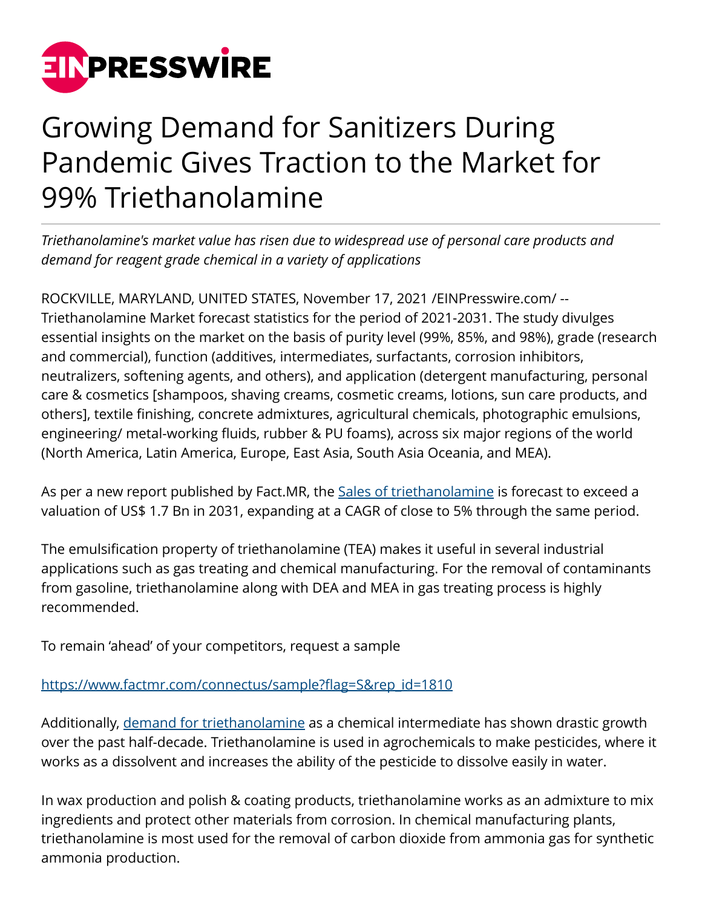# Growing Demand for Sanitizers During Pandemic Gives Traction to the Market for 99% Triethanolamine

*Triethanolamine's market value has risen due to widespread use of personal care products and demand for reagent grade chemical in a variety of applications*

ROCKVILLE, MARYLAND, UNITED STATES, November 17, 2021 /EINPresswire.com/ -- Triethanolamine Market forecast statistics for the period of 2021-2031. The study divulges essential insights on the market on the basis of purity level (99%, 85%, and 98%), grade (research and commercial), function (additives, intermediates, surfactants, corrosion inhibitors, neutralizers, softening agents, and others), and application (detergent manufacturing, personal care & cosmetics [shampoos, shaving creams, cosmetic creams, lotions, sun care products, and others], textile finishing, concrete admixtures, agricultural chemicals, photographic emulsions, engineering/ metal-working fluids, rubber & PU foams), across six major regions of the world (North America, Latin America, Europe, East Asia, South Asia Oceania, and MEA).

As per a new report published by Fact.MR, the [Sales of triethanolamine](https://www.factmr.com) is forecast to exceed a valuation of US$ 1.7 Bn in 2031, expanding at a CAGR of close to 5% through the same period.

The emulsification property of triethanolamine (TEA) makes it useful in several industrial applications such as gas treating and chemical manufacturing. For the removal of contaminants from gasoline, triethanolamine along with DEA and MEA in gas treating process is highly recommended.

To remain 'ahead' of your competitors, request a sample

[https://www.factmr.com/connectus/sample?flag=S&rep_id=1810](https://www.factmr.com/connectus/sample?flag=S&rep_id=1810)

Additionally, [demand for triethanolamine](https://www.factmr.com) as a chemical intermediate has shown drastic growth over the past half-decade. Triethanolamine is used in agrochemicals to make pesticides, where it works as a dissolvent and increases the ability of the pesticide to dissolve easily in water.

In wax production and polish & coating products, triethanolamine works as an admixture to mix ingredients and protect other materials from corrosion. In chemical manufacturing plants, triethanolamine is most used for the removal of carbon dioxide from ammonia gas for synthetic ammonia production.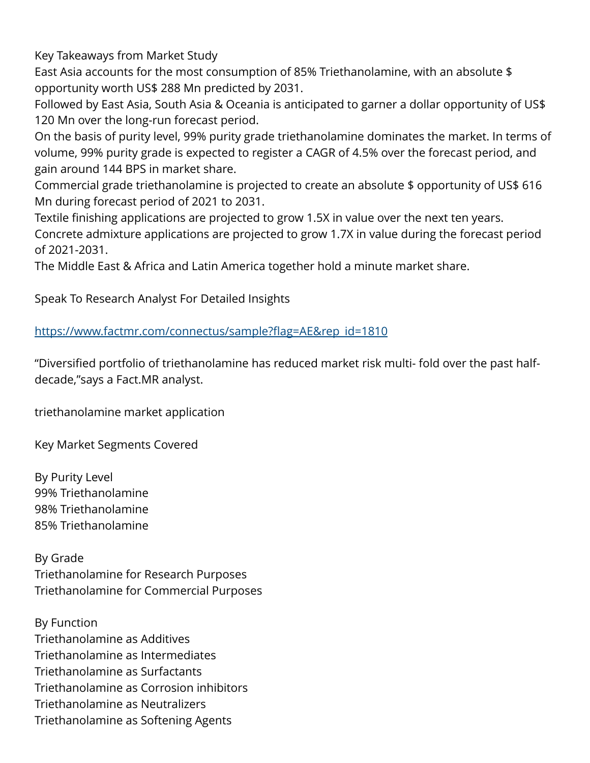Key Takeaways from Market Study

East Asia accounts for the most consumption of 85% Triethanolamine, with an absolute $ opportunity worth US$ 288 Mn predicted by 2031.

Followed by East Asia, South Asia & Oceania is anticipated to garner a dollar opportunity of US$ 120 Mn over the long-run forecast period.

On the basis of purity level, 99% purity grade triethanolamine dominates the market. In terms of volume, 99% purity grade is expected to register a CAGR of 4.5% over the forecast period, and gain around 144 BPS in market share.

Commercial grade triethanolamine is projected to create an absolute $ opportunity of US$ 616 Mn during forecast period of 2021 to 2031.

Textile finishing applications are projected to grow 1.5X in value over the next ten years.

Concrete admixture applications are projected to grow 1.7X in value during the forecast period of 2021-2031.

The Middle East & Africa and Latin America together hold a minute market share.

Speak To Research Analyst For Detailed Insights

https://www.factmr.com/connectus/sample?flag=AE&rep_id=1810

"Diversified portfolio of triethanolamine has reduced market risk multi- fold over the past half-decade,"says a Fact.MR analyst.

triethanolamine market application

Key Market Segments Covered

By Purity Level

99% Triethanolamine
98% Triethanolamine
85% Triethanolamine

By Grade

Triethanolamine for Research Purposes
Triethanolamine for Commercial Purposes

By Function

Triethanolamine as Additives
Triethanolamine as Intermediates
Triethanolamine as Surfactants
Triethanolamine as Corrosion inhibitors
Triethanolamine as Neutralizers
Triethanolamine as Softening Agents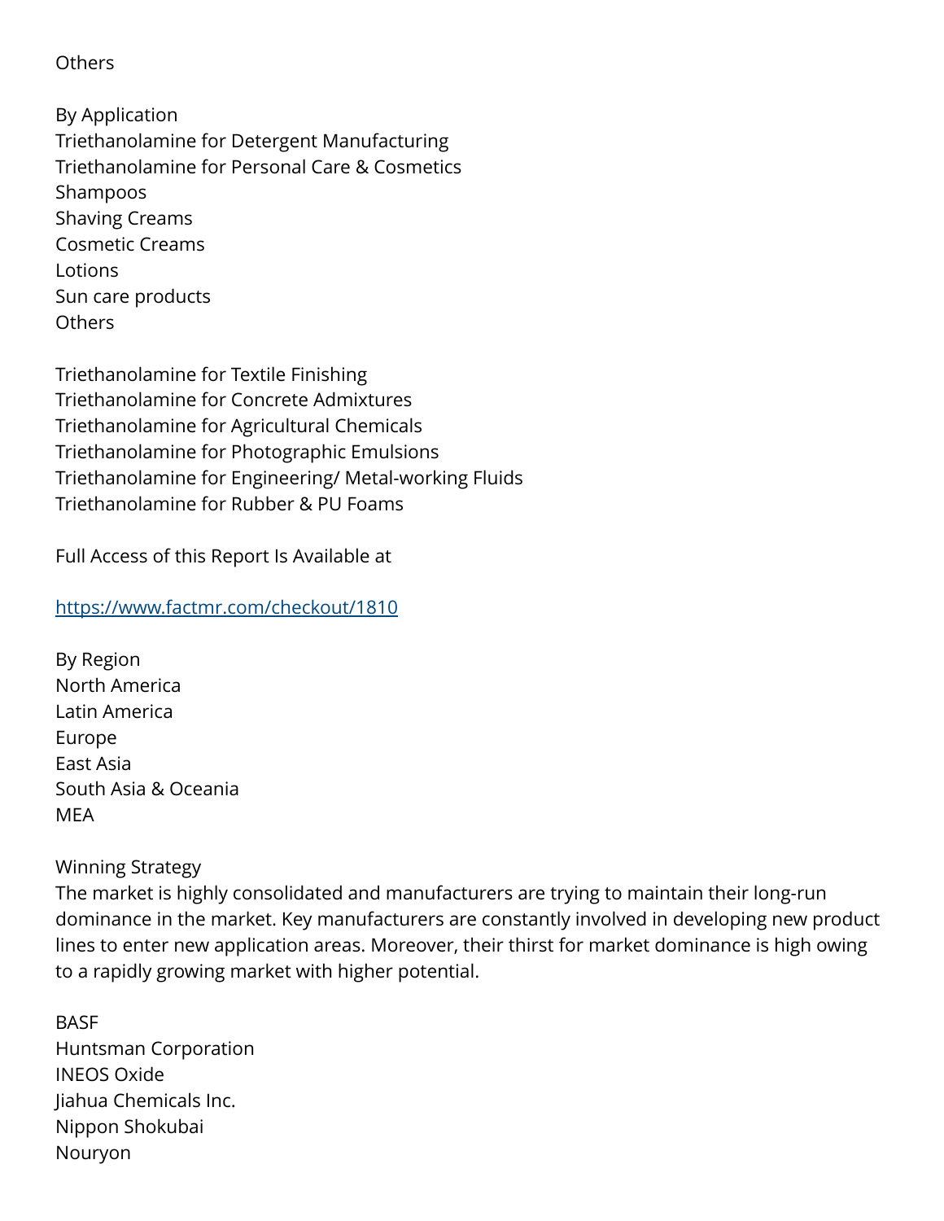Others

By Application

Triethanolamine for Detergent Manufacturing

Triethanolamine for Personal Care & Cosmetics

Shampoos

Shaving Creams

Cosmetic Creams

Lotions

Sun care products

Others

Triethanolamine for Textile Finishing

Triethanolamine for Concrete Admixtures

Triethanolamine for Agricultural Chemicals

Triethanolamine for Photographic Emulsions

Triethanolamine for Engineering/ Metal-working Fluids

Triethanolamine for Rubber & PU Foams

Full Access of this Report Is Available at

https://www.factmr.com/checkout/1810

By Region

North America

Latin America

Europe

East Asia

South Asia & Oceania

MEA

Winning Strategy

The market is highly consolidated and manufacturers are trying to maintain their long-run dominance in the market. Key manufacturers are constantly involved in developing new product lines to enter new application areas. Moreover, their thirst for market dominance is high owing to a rapidly growing market with higher potential.

BASF

Huntsman Corporation

INEOS Oxide

Jiahua Chemicals Inc.

Nippon Shokubai

Nouryon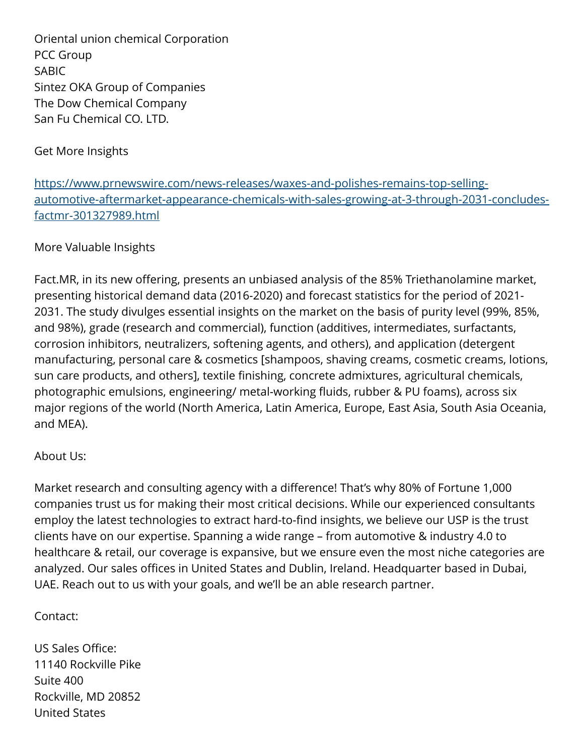Oriental union chemical Corporation
PCC Group
SABIC
Sintez OKA Group of Companies
The Dow Chemical Company
San Fu Chemical CO. LTD.

Get More Insights

[https://www.prnewswire.com/news-releases/waxes-and-polishes-remains-top-selling-automotive-aftermarket-appearance-chemicals-with-sales-growing-at-3-through-2031-concludes-factmr-301327989.html](https://www.prnewswire.com/news-releases/waxes-and-polishes-remains-top-selling-automotive-aftermarket-appearance-chemicals-with-sales-growing-at-3-through-2031-concludes-factmr-301327989.html)

More Valuable Insights

Fact.MR, in its new offering, presents an unbiased analysis of the 85% Triethanolamine market, presenting historical demand data (2016-2020) and forecast statistics for the period of 2021-2031. The study divulges essential insights on the market on the basis of purity level (99%, 85%, and 98%), grade (research and commercial), function (additives, intermediates, surfactants, corrosion inhibitors, neutralizers, softening agents, and others), and application (detergent manufacturing, personal care & cosmetics [shampoos, shaving creams, cosmetic creams, lotions, sun care products, and others], textile finishing, concrete admixtures, agricultural chemicals, photographic emulsions, engineering/ metal-working fluids, rubber & PU foams), across six major regions of the world (North America, Latin America, Europe, East Asia, South Asia Oceania, and MEA).

About Us:

Market research and consulting agency with a difference! That's why 80% of Fortune 1,000 companies trust us for making their most critical decisions. While our experienced consultants employ the latest technologies to extract hard-to-find insights, we believe our USP is the trust clients have on our expertise. Spanning a wide range – from automotive & industry 4.0 to healthcare & retail, our coverage is expansive, but we ensure even the most niche categories are analyzed. Our sales offices in United States and Dublin, Ireland. Headquarter based in Dubai, UAE. Reach out to us with your goals, and we'll be an able research partner.

Contact:

US Sales Office:
11140 Rockville Pike
Suite 400
Rockville, MD 20852
United States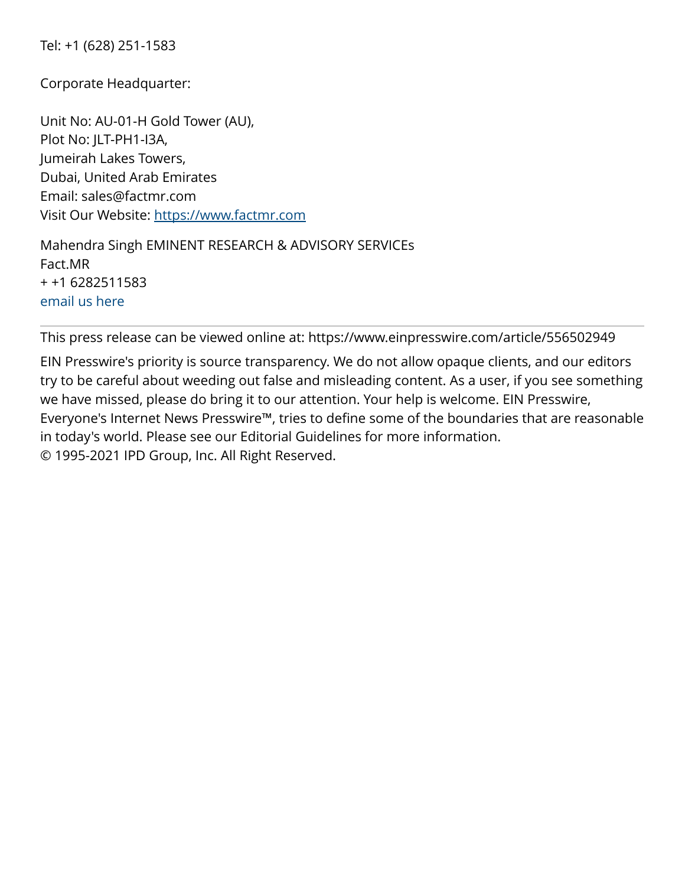Tel: +1 (628) 251-1583

Corporate Headquarter:

Unit No: AU-01-H Gold Tower (AU),
Plot No: JLT-PH1-I3A,
Jumeirah Lakes Towers,
Dubai, United Arab Emirates
Email: sales@factmr.com
Visit Our Website: [https://www.factmr.com](https://www.factmr.com)

Mahendra Singh EMINENT RESEARCH & ADVISORY SERVICEs
Fact.MR
+ +1 6282511583
email us here

---

This press release can be viewed online at: https://www.einpresswire.com/article/556502949

EIN Presswire's priority is source transparency. We do not allow opaque clients, and our editors try to be careful about weeding out false and misleading content. As a user, if you see something we have missed, please do bring it to our attention. Your help is welcome. EIN Presswire, Everyone's Internet News Presswire™, tries to define some of the boundaries that are reasonable in today's world. Please see our Editorial Guidelines for more information.
© 1995-2021 IPD Group, Inc. All Right Reserved.